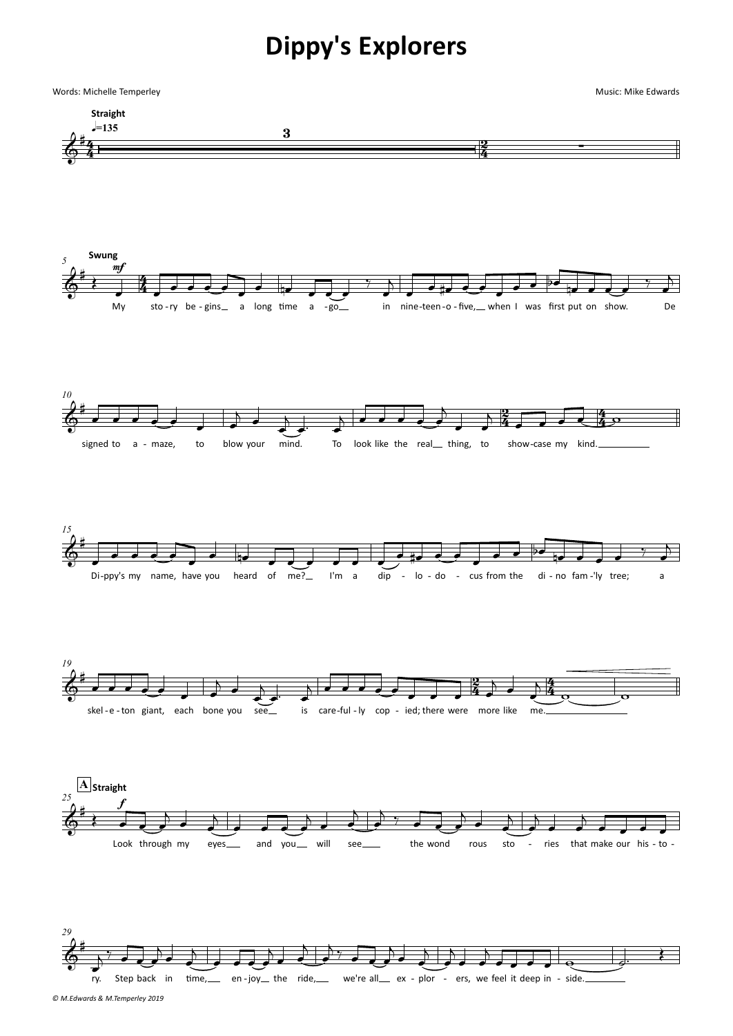# Dippy's Explorers

Words: Michelle Temperley

Music: Mike Edwards

Straight

♩=135

3

Swung

*mf*

My sto-ry be-gins_ a long time a-go_ in nine-teen-o-five,_ when I was first put on show. De

signed to a-maze, to blow your mind. To look like the real_ thing, to show-case my kind.________

Di-ppy's my name, have you heard of me?_ I'm a dip - lo-do - cus from the di-no fam-'ly tree; a

skel-e-ton giant, each bone you see_ is care-ful-ly cop - ied; there were more like me.________________

**A** **Straight**

*f*

Look through my eyes___ and you__ will see____ the wond rous sto - ries that make our his-to-

ry. Step back in time,___ en-joy__ the ride,___ we're all__ ex-plor - ers, we feel it deep in - side.________

© M.Edwards & M.Temperley 2019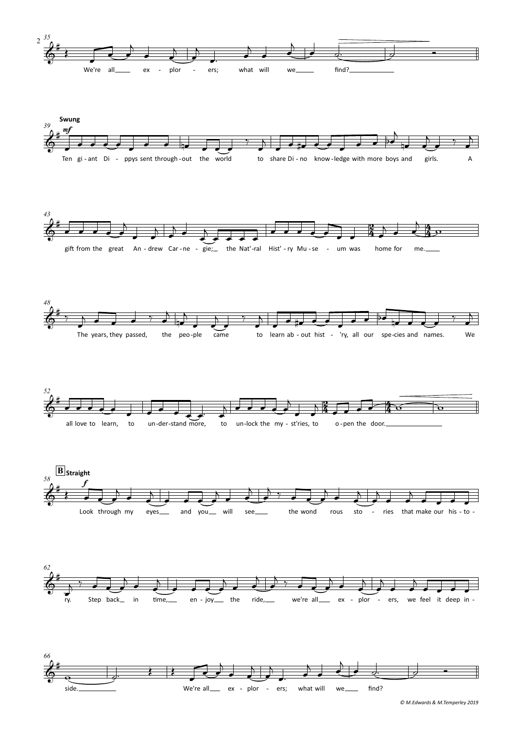35

We're all ex - plor - ers; what will we find?

**Swung**

39 *mf*

Ten gi - ant Di - ppys sent through - out the world to share Di - no know - ledge with more boys and girls. A

43

gift from the great An - drew Car - ne - gie; the Nat' - ral Hist' - ry Mu - se - um was home for me.

48

The years, they passed, the peo - ple came to learn ab - out hist - 'ry, all our spe - cies and names. We

52

all love to learn, to un - der - stand more, to un - lock the my - st'ries, to o - pen the door.

**B** **Straight**

58 *f*

Look through my eyes and you will see the wond rous sto - ries that make our his - to -

62

ry. Step back in time, en - joy the ride, we're all ex - plor - ers, we feel it deep in -

66

side. We're all ex - plor - ers; what will we find?

© M.Edwards & M.Temperley 2019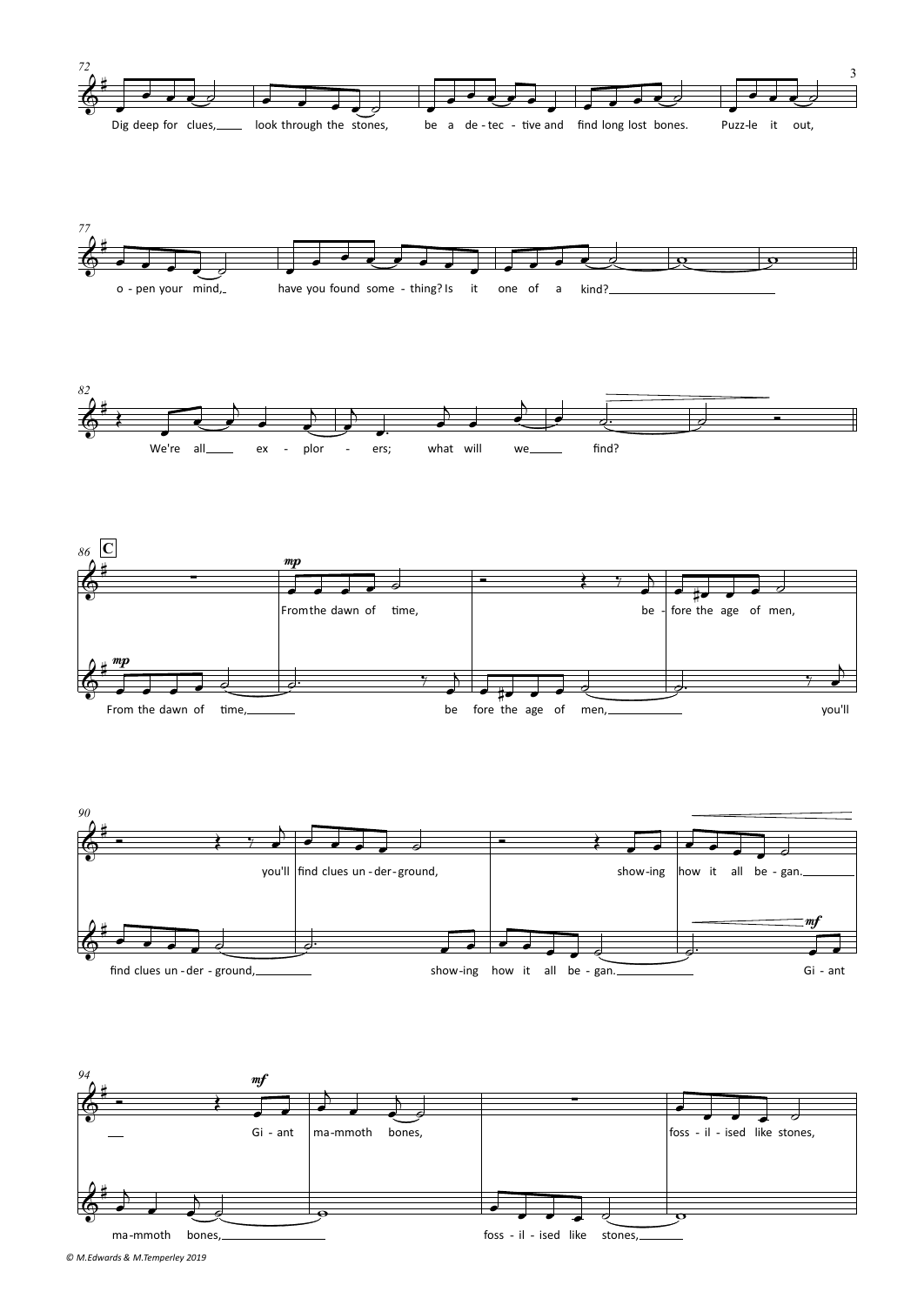72

Dig deep for clues, look through the stones, be a de - tec - tive and find long lost bones. Puzz-le it out,

77

o - pen your mind, have you found some - thing? Is it one of a kind?

82

We're all ex - plor - ers; what will we find?

86 **C**

*mp* From the dawn of time, be - fore the age of men,

*mp* From the dawn of time, be fore the age of men, you'll

90

you'll find clues un - der - ground, show-ing how it all be - gan.

find clues un - der - ground, show-ing how it all be - gan. *mf* Gi - ant

94

*mf* Gi - ant ma-mmoth bones, foss - il - ised like stones,

ma-mmoth bones, foss - il - ised like stones,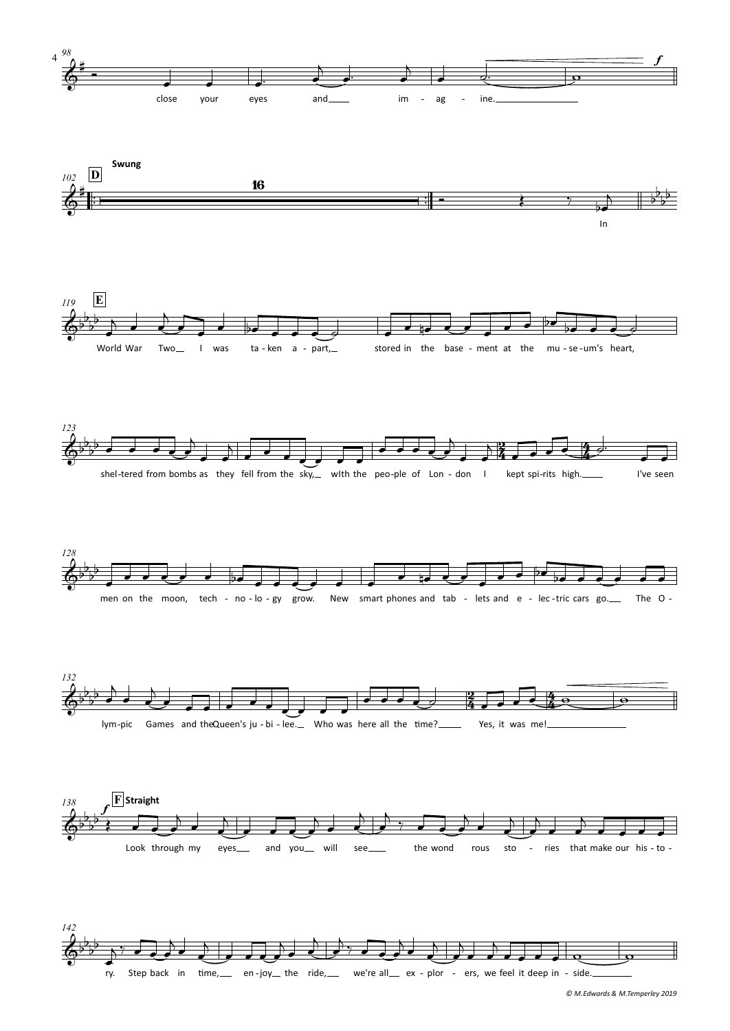98

close your eyes and im - ag - ine.

**Swung**

102 **D**

16

In

119 **E**

World War Two I was ta - ken a - part, stored in the base - ment at the mu - se - um's heart,

123

shel - tered from bombs as they fell from the sky, wIth the peo - ple of Lon - don I kept spi - rits high. I've seen

128

men on the moon, tech - no - lo - gy grow. New smart phones and tab - lets and e - lec - tric cars go. The O -

132

lym - pic Games and the Queen's ju - bi - lee. Who was here all the time? Yes, it was me!

138 **F** **Straight**

Look through my eyes and you will see the wond rous sto - ries that make our his - to -

142

ry. Step back in time, en - joy the ride, we're all ex - plor - ers, we feel it deep in - side.

*© M.Edwards & M.Temperley 2019*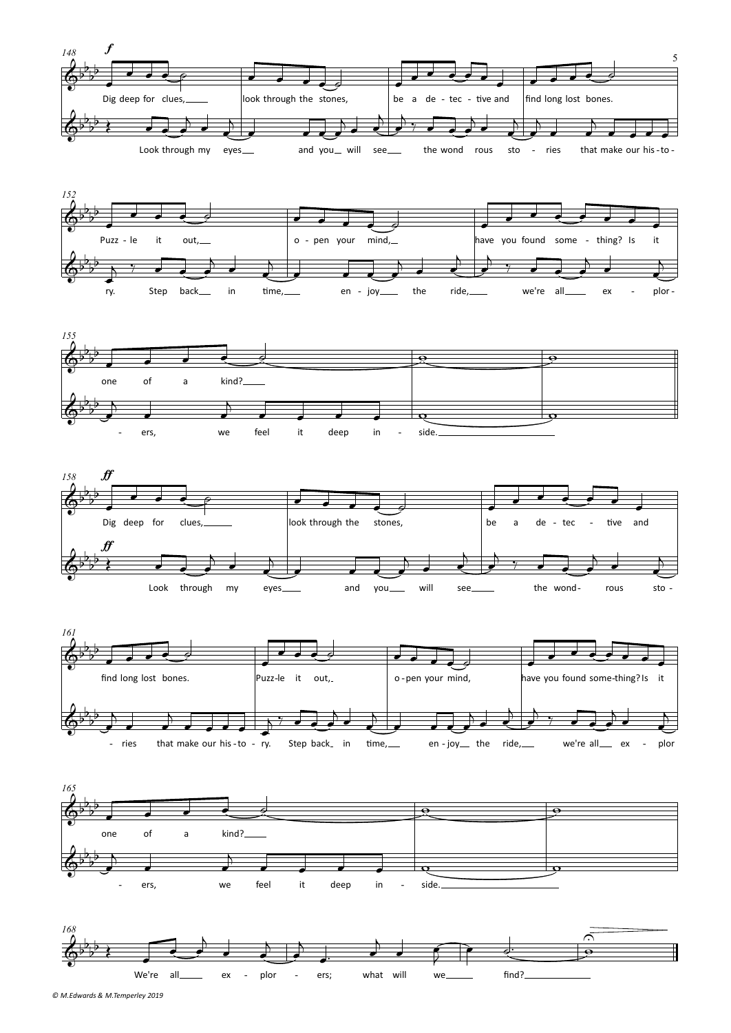148

*f*

Dig deep for clues, look through the stones, be a de - tec - tive and find long lost bones.

Look through my eyes and you will see the wond rous sto - ries that make our his - to -

152

Puzz - le it out, o - pen your mind, have you found some - thing? Is it

ry. Step back in time, en - joy the ride, we're all ex - plor -

155

one of a kind?

- ers, we feel it deep in - side.

158

*ff*

Dig deep for clues, look through the stones, be a de - tec - tive and

*ff*

Look through my eyes and you will see the wond- rous sto -

161

find long lost bones. Puzz-le it out, o - pen your mind, have you found some-thing? Is it

- ries that make our his - to - ry. Step back in time, en - joy the ride, we're all ex - plor

165

one of a kind?

- ers, we feel it deep in - side.

168

We're all ex - plor - ers; what will we find?

© M.Edwards & M.Temperley 2019